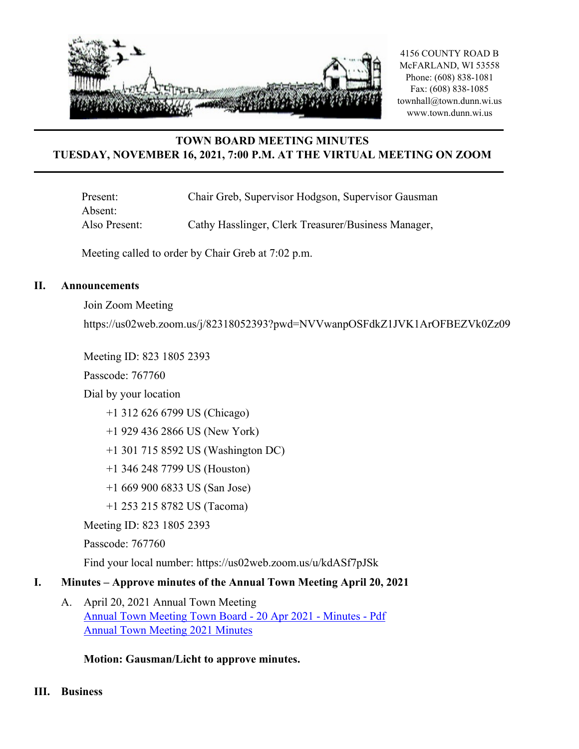4156 COUNTY ROAD B
McFARLAND, WI 53558
Phone: (608) 838-1081
Fax: (608) 838-1085
townhall@town.dunn.wi.us
www.town.dunn.wi.us

# TOWN BOARD MEETING MINUTES
## TUESDAY, NOVEMBER 16, 2021, 7:00 P.M. AT THE VIRTUAL MEETING ON ZOOM

Present: Chair Greb, Supervisor Hodgson, Supervisor Gausman
Absent:
Also Present: Cathy Hasslinger, Clerk Treasurer/Business Manager,

Meeting called to order by Chair Greb at 7:02 p.m.

## II. Announcements

Join Zoom Meeting

https://us02web.zoom.us/j/82318052393?pwd=NVVwanpOSFdkZ1JVK1ArOFBEZVk0Zz09

Meeting ID: 823 1805 2393

Passcode: 767760

Dial by your location

+1 312 626 6799 US (Chicago)

+1 929 436 2866 US (New York)

+1 301 715 8592 US (Washington DC)

+1 346 248 7799 US (Houston)

+1 669 900 6833 US (San Jose)

+1 253 215 8782 US (Tacoma)

Meeting ID: 823 1805 2393

Passcode: 767760

Find your local number: https://us02web.zoom.us/u/kdASf7pJSk

## I. Minutes – Approve minutes of the Annual Town Meeting April 20, 2021

A. April 20, 2021 Annual Town Meeting
Annual Town Meeting Town Board - 20 Apr 2021 - Minutes - Pdf
Annual Town Meeting 2021 Minutes

**Motion: Gausman/Licht to approve minutes.**

## III. Business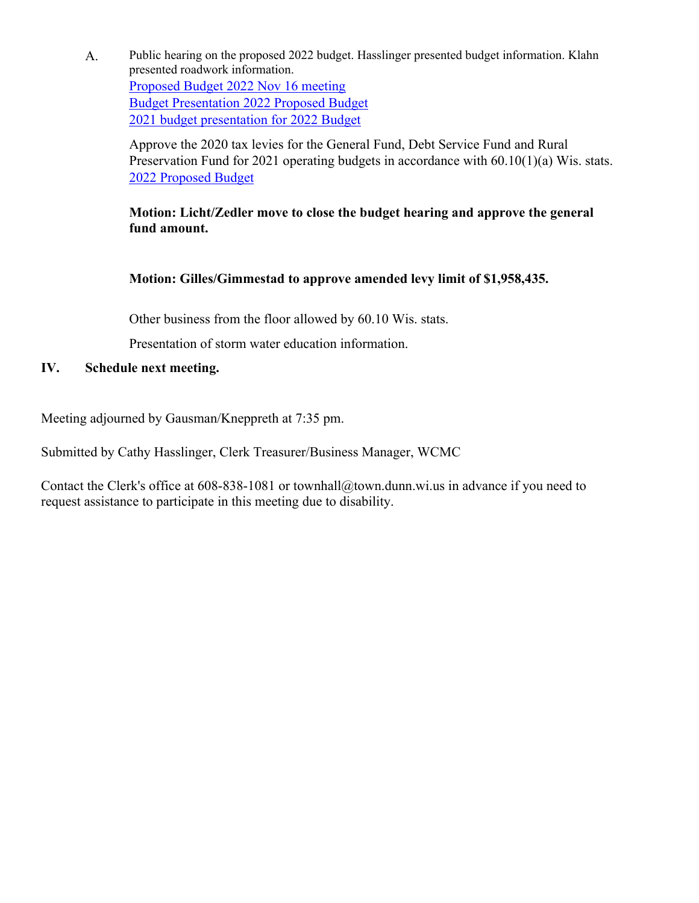A. Public hearing on the proposed 2022 budget. Hasslinger presented budget information. Klahn presented roadwork information.

Proposed Budget 2022 Nov 16 meeting

Budget Presentation 2022 Proposed Budget

2021 budget presentation for 2022 Budget

Approve the 2020 tax levies for the General Fund, Debt Service Fund and Rural Preservation Fund for 2021 operating budgets in accordance with 60.10(1)(a) Wis. stats.

2022 Proposed Budget

**Motion: Licht/Zedler move to close the budget hearing and approve the general fund amount.**

**Motion: Gilles/Gimmestad to approve amended levy limit of $1,958,435.**

Other business from the floor allowed by 60.10 Wis. stats.

Presentation of storm water education information.

## IV. Schedule next meeting.

Meeting adjourned by Gausman/Kneppreth at 7:35 pm.

Submitted by Cathy Hasslinger, Clerk Treasurer/Business Manager, WCMC

Contact the Clerk's office at 608-838-1081 or townhall@town.dunn.wi.us in advance if you need to request assistance to participate in this meeting due to disability.